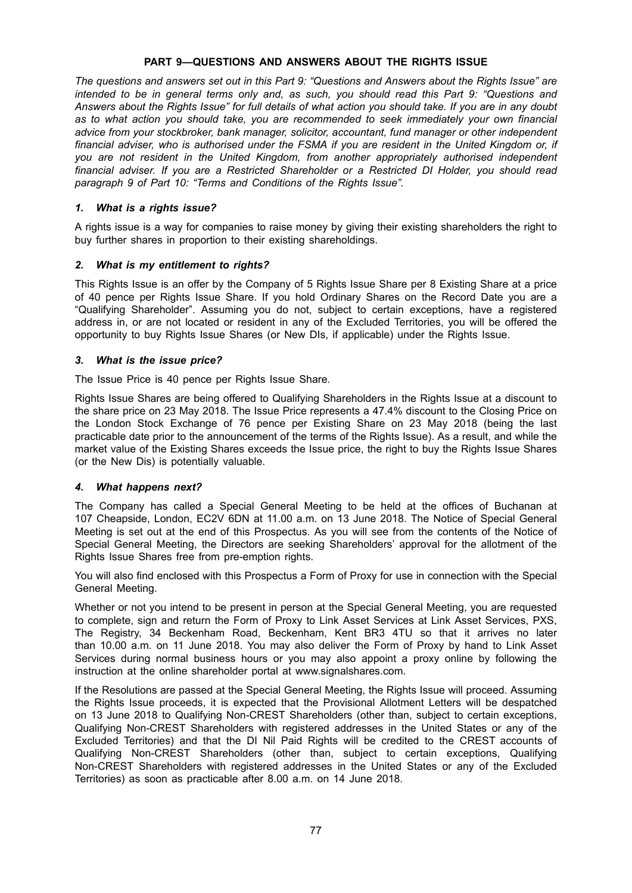## PART 9—QUESTIONS AND ANSWERS ABOUT THE RIGHTS ISSUE

*The questions and answers set out in this Part 9: "Questions and Answers about the Rights Issue" are intended to be in general terms only and, as such, you should read this Part 9: "Questions and Answers about the Rights Issue" for full details of what action you should take. If you are in any doubt as to what action you should take, you are recommended to seek immediately your own financial advice from your stockbroker, bank manager, solicitor, accountant, fund manager or other independent financial adviser, who is authorised under the FSMA if you are resident in the United Kingdom or, if you are not resident in the United Kingdom, from another appropriately authorised independent financial adviser. If you are a Restricted Shareholder or a Restricted DI Holder, you should read paragraph 9 of Part 10: "Terms and Conditions of the Rights Issue".*

### *1. What is a rights issue?*

A rights issue is a way for companies to raise money by giving their existing shareholders the right to buy further shares in proportion to their existing shareholdings.

### *2. What is my entitlement to rights?*

This Rights Issue is an offer by the Company of 5 Rights Issue Share per 8 Existing Share at a price of 40 pence per Rights Issue Share. If you hold Ordinary Shares on the Record Date you are a "Qualifying Shareholder". Assuming you do not, subject to certain exceptions, have a registered address in, or are not located or resident in any of the Excluded Territories, you will be offered the opportunity to buy Rights Issue Shares (or New DIs, if applicable) under the Rights Issue.

### *3. What is the issue price?*

The Issue Price is 40 pence per Rights Issue Share.

Rights Issue Shares are being offered to Qualifying Shareholders in the Rights Issue at a discount to the share price on 23 May 2018. The Issue Price represents a 47.4% discount to the Closing Price on the London Stock Exchange of 76 pence per Existing Share on 23 May 2018 (being the last practicable date prior to the announcement of the terms of the Rights Issue). As a result, and while the market value of the Existing Shares exceeds the Issue price, the right to buy the Rights Issue Shares (or the New Dis) is potentially valuable.

### *4. What happens next?*

The Company has called a Special General Meeting to be held at the offices of Buchanan at 107 Cheapside, London, EC2V 6DN at 11.00 a.m. on 13 June 2018. The Notice of Special General Meeting is set out at the end of this Prospectus. As you will see from the contents of the Notice of Special General Meeting, the Directors are seeking Shareholders' approval for the allotment of the Rights Issue Shares free from pre-emption rights.

You will also find enclosed with this Prospectus a Form of Proxy for use in connection with the Special General Meeting.

Whether or not you intend to be present in person at the Special General Meeting, you are requested to complete, sign and return the Form of Proxy to Link Asset Services at Link Asset Services, PXS, The Registry, 34 Beckenham Road, Beckenham, Kent BR3 4TU so that it arrives no later than 10.00 a.m. on 11 June 2018. You may also deliver the Form of Proxy by hand to Link Asset Services during normal business hours or you may also appoint a proxy online by following the instruction at the online shareholder portal at www.signalshares.com.

If the Resolutions are passed at the Special General Meeting, the Rights Issue will proceed. Assuming the Rights Issue proceeds, it is expected that the Provisional Allotment Letters will be despatched on 13 June 2018 to Qualifying Non-CREST Shareholders (other than, subject to certain exceptions, Qualifying Non-CREST Shareholders with registered addresses in the United States or any of the Excluded Territories) and that the DI Nil Paid Rights will be credited to the CREST accounts of Qualifying Non-CREST Shareholders (other than, subject to certain exceptions, Qualifying Non-CREST Shareholders with registered addresses in the United States or any of the Excluded Territories) as soon as practicable after 8.00 a.m. on 14 June 2018.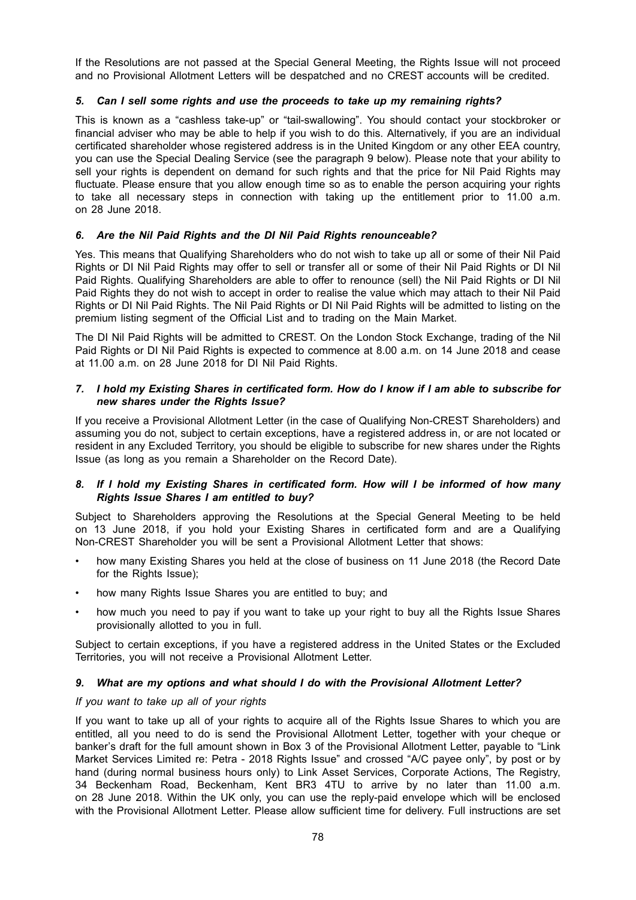If the Resolutions are not passed at the Special General Meeting, the Rights Issue will not proceed and no Provisional Allotment Letters will be despatched and no CREST accounts will be credited.

### *5. Can I sell some rights and use the proceeds to take up my remaining rights?*

This is known as a "cashless take-up" or "tail-swallowing". You should contact your stockbroker or financial adviser who may be able to help if you wish to do this. Alternatively, if you are an individual certificated shareholder whose registered address is in the United Kingdom or any other EEA country, you can use the Special Dealing Service (see the paragraph 9 below). Please note that your ability to sell your rights is dependent on demand for such rights and that the price for Nil Paid Rights may fluctuate. Please ensure that you allow enough time so as to enable the person acquiring your rights to take all necessary steps in connection with taking up the entitlement prior to 11.00 a.m. on 28 June 2018.

### *6. Are the Nil Paid Rights and the DI Nil Paid Rights renounceable?*

Yes. This means that Qualifying Shareholders who do not wish to take up all or some of their Nil Paid Rights or DI Nil Paid Rights may offer to sell or transfer all or some of their Nil Paid Rights or DI Nil Paid Rights. Qualifying Shareholders are able to offer to renounce (sell) the Nil Paid Rights or DI Nil Paid Rights they do not wish to accept in order to realise the value which may attach to their Nil Paid Rights or DI Nil Paid Rights. The Nil Paid Rights or DI Nil Paid Rights will be admitted to listing on the premium listing segment of the Official List and to trading on the Main Market.

The DI Nil Paid Rights will be admitted to CREST. On the London Stock Exchange, trading of the Nil Paid Rights or DI Nil Paid Rights is expected to commence at 8.00 a.m. on 14 June 2018 and cease at 11.00 a.m. on 28 June 2018 for DI Nil Paid Rights.

### *7. I hold my Existing Shares in certificated form. How do I know if I am able to subscribe for new shares under the Rights Issue?*

If you receive a Provisional Allotment Letter (in the case of Qualifying Non-CREST Shareholders) and assuming you do not, subject to certain exceptions, have a registered address in, or are not located or resident in any Excluded Territory, you should be eligible to subscribe for new shares under the Rights Issue (as long as you remain a Shareholder on the Record Date).

### *8. If I hold my Existing Shares in certificated form. How will I be informed of how many Rights Issue Shares I am entitled to buy?*

Subject to Shareholders approving the Resolutions at the Special General Meeting to be held on 13 June 2018, if you hold your Existing Shares in certificated form and are a Qualifying Non-CREST Shareholder you will be sent a Provisional Allotment Letter that shows:

- how many Existing Shares you held at the close of business on 11 June 2018 (the Record Date for the Rights Issue);
- how many Rights Issue Shares you are entitled to buy; and
- how much you need to pay if you want to take up your right to buy all the Rights Issue Shares provisionally allotted to you in full.

Subject to certain exceptions, if you have a registered address in the United States or the Excluded Territories, you will not receive a Provisional Allotment Letter.

### *9. What are my options and what should I do with the Provisional Allotment Letter?*

*If you want to take up all of your rights*

If you want to take up all of your rights to acquire all of the Rights Issue Shares to which you are entitled, all you need to do is send the Provisional Allotment Letter, together with your cheque or banker's draft for the full amount shown in Box 3 of the Provisional Allotment Letter, payable to "Link Market Services Limited re: Petra - 2018 Rights Issue" and crossed "A/C payee only", by post or by hand (during normal business hours only) to Link Asset Services, Corporate Actions, The Registry, 34 Beckenham Road, Beckenham, Kent BR3 4TU to arrive by no later than 11.00 a.m. on 28 June 2018. Within the UK only, you can use the reply-paid envelope which will be enclosed with the Provisional Allotment Letter. Please allow sufficient time for delivery. Full instructions are set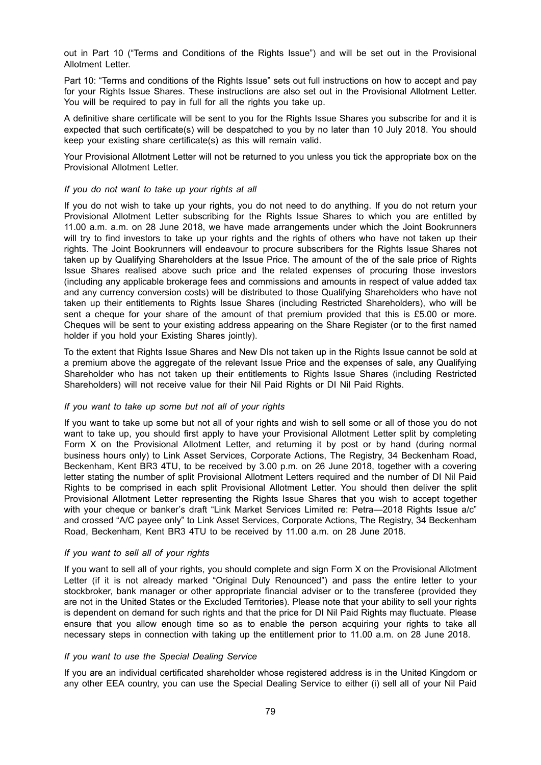out in Part 10 ("Terms and Conditions of the Rights Issue") and will be set out in the Provisional Allotment Letter.

Part 10: "Terms and conditions of the Rights Issue" sets out full instructions on how to accept and pay for your Rights Issue Shares. These instructions are also set out in the Provisional Allotment Letter. You will be required to pay in full for all the rights you take up.

A definitive share certificate will be sent to you for the Rights Issue Shares you subscribe for and it is expected that such certificate(s) will be despatched to you by no later than 10 July 2018. You should keep your existing share certificate(s) as this will remain valid.

Your Provisional Allotment Letter will not be returned to you unless you tick the appropriate box on the Provisional Allotment Letter.

*If you do not want to take up your rights at all*

If you do not wish to take up your rights, you do not need to do anything. If you do not return your Provisional Allotment Letter subscribing for the Rights Issue Shares to which you are entitled by 11.00 a.m. a.m. on 28 June 2018, we have made arrangements under which the Joint Bookrunners will try to find investors to take up your rights and the rights of others who have not taken up their rights. The Joint Bookrunners will endeavour to procure subscribers for the Rights Issue Shares not taken up by Qualifying Shareholders at the Issue Price. The amount of the of the sale price of Rights Issue Shares realised above such price and the related expenses of procuring those investors (including any applicable brokerage fees and commissions and amounts in respect of value added tax and any currency conversion costs) will be distributed to those Qualifying Shareholders who have not taken up their entitlements to Rights Issue Shares (including Restricted Shareholders), who will be sent a cheque for your share of the amount of that premium provided that this is £5.00 or more. Cheques will be sent to your existing address appearing on the Share Register (or to the first named holder if you hold your Existing Shares jointly).

To the extent that Rights Issue Shares and New DIs not taken up in the Rights Issue cannot be sold at a premium above the aggregate of the relevant Issue Price and the expenses of sale, any Qualifying Shareholder who has not taken up their entitlements to Rights Issue Shares (including Restricted Shareholders) will not receive value for their Nil Paid Rights or DI Nil Paid Rights.

*If you want to take up some but not all of your rights*

If you want to take up some but not all of your rights and wish to sell some or all of those you do not want to take up, you should first apply to have your Provisional Allotment Letter split by completing Form X on the Provisional Allotment Letter, and returning it by post or by hand (during normal business hours only) to Link Asset Services, Corporate Actions, The Registry, 34 Beckenham Road, Beckenham, Kent BR3 4TU, to be received by 3.00 p.m. on 26 June 2018, together with a covering letter stating the number of split Provisional Allotment Letters required and the number of DI Nil Paid Rights to be comprised in each split Provisional Allotment Letter. You should then deliver the split Provisional Allotment Letter representing the Rights Issue Shares that you wish to accept together with your cheque or banker's draft "Link Market Services Limited re: Petra—2018 Rights Issue a/c" and crossed "A/C payee only" to Link Asset Services, Corporate Actions, The Registry, 34 Beckenham Road, Beckenham, Kent BR3 4TU to be received by 11.00 a.m. on 28 June 2018.

*If you want to sell all of your rights*

If you want to sell all of your rights, you should complete and sign Form X on the Provisional Allotment Letter (if it is not already marked "Original Duly Renounced") and pass the entire letter to your stockbroker, bank manager or other appropriate financial adviser or to the transferee (provided they are not in the United States or the Excluded Territories). Please note that your ability to sell your rights is dependent on demand for such rights and that the price for DI Nil Paid Rights may fluctuate. Please ensure that you allow enough time so as to enable the person acquiring your rights to take all necessary steps in connection with taking up the entitlement prior to 11.00 a.m. on 28 June 2018.

*If you want to use the Special Dealing Service*

If you are an individual certificated shareholder whose registered address is in the United Kingdom or any other EEA country, you can use the Special Dealing Service to either (i) sell all of your Nil Paid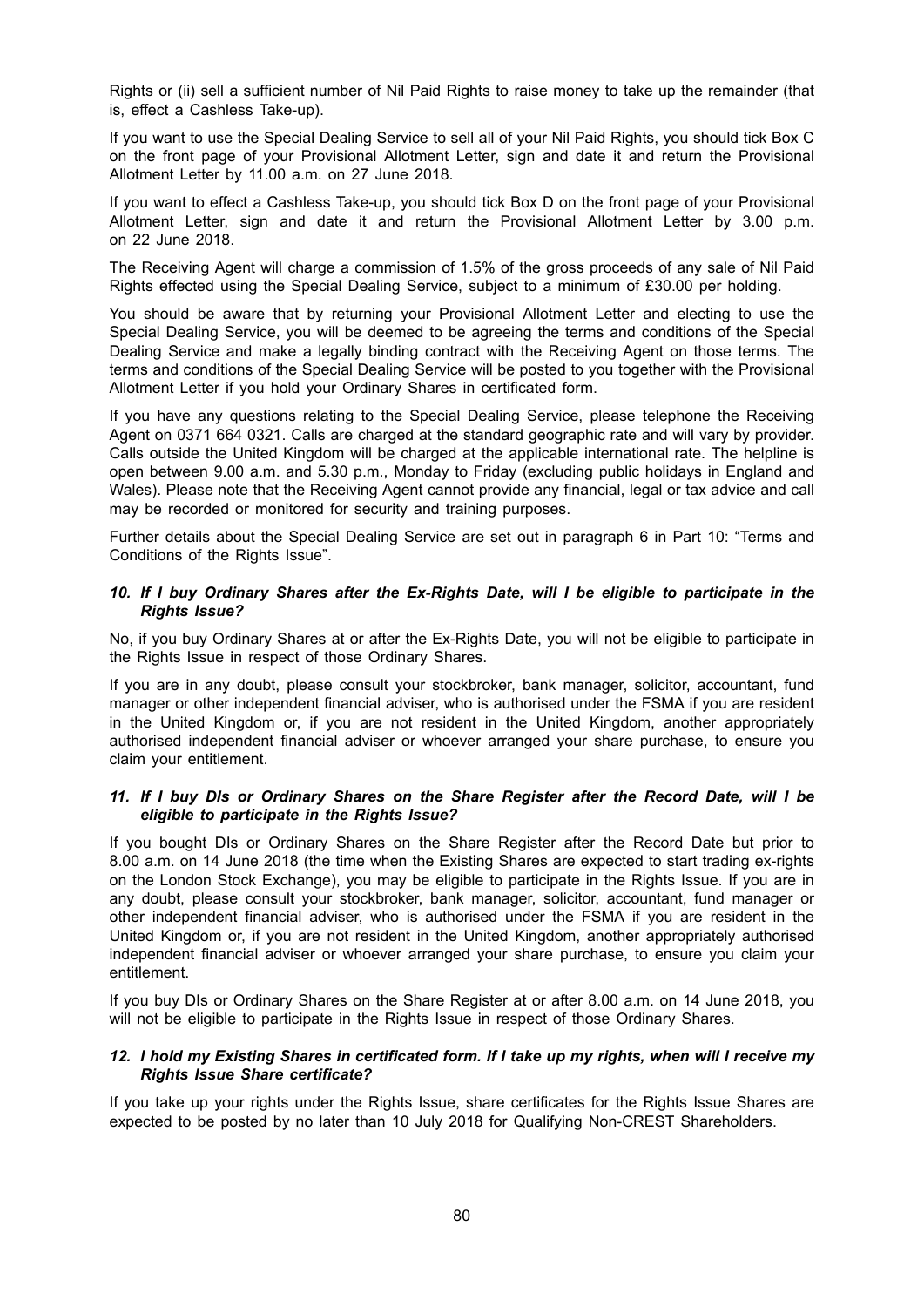Rights or (ii) sell a sufficient number of Nil Paid Rights to raise money to take up the remainder (that is, effect a Cashless Take-up).

If you want to use the Special Dealing Service to sell all of your Nil Paid Rights, you should tick Box C on the front page of your Provisional Allotment Letter, sign and date it and return the Provisional Allotment Letter by 11.00 a.m. on 27 June 2018.

If you want to effect a Cashless Take-up, you should tick Box D on the front page of your Provisional Allotment Letter, sign and date it and return the Provisional Allotment Letter by 3.00 p.m. on 22 June 2018.

The Receiving Agent will charge a commission of 1.5% of the gross proceeds of any sale of Nil Paid Rights effected using the Special Dealing Service, subject to a minimum of £30.00 per holding.

You should be aware that by returning your Provisional Allotment Letter and electing to use the Special Dealing Service, you will be deemed to be agreeing the terms and conditions of the Special Dealing Service and make a legally binding contract with the Receiving Agent on those terms. The terms and conditions of the Special Dealing Service will be posted to you together with the Provisional Allotment Letter if you hold your Ordinary Shares in certificated form.

If you have any questions relating to the Special Dealing Service, please telephone the Receiving Agent on 0371 664 0321. Calls are charged at the standard geographic rate and will vary by provider. Calls outside the United Kingdom will be charged at the applicable international rate. The helpline is open between 9.00 a.m. and 5.30 p.m., Monday to Friday (excluding public holidays in England and Wales). Please note that the Receiving Agent cannot provide any financial, legal or tax advice and call may be recorded or monitored for security and training purposes.

Further details about the Special Dealing Service are set out in paragraph 6 in Part 10: "Terms and Conditions of the Rights Issue".

### *10. If I buy Ordinary Shares after the Ex-Rights Date, will I be eligible to participate in the Rights Issue?*

No, if you buy Ordinary Shares at or after the Ex-Rights Date, you will not be eligible to participate in the Rights Issue in respect of those Ordinary Shares.

If you are in any doubt, please consult your stockbroker, bank manager, solicitor, accountant, fund manager or other independent financial adviser, who is authorised under the FSMA if you are resident in the United Kingdom or, if you are not resident in the United Kingdom, another appropriately authorised independent financial adviser or whoever arranged your share purchase, to ensure you claim your entitlement.

### *11. If I buy DIs or Ordinary Shares on the Share Register after the Record Date, will I be eligible to participate in the Rights Issue?*

If you bought DIs or Ordinary Shares on the Share Register after the Record Date but prior to 8.00 a.m. on 14 June 2018 (the time when the Existing Shares are expected to start trading ex-rights on the London Stock Exchange), you may be eligible to participate in the Rights Issue. If you are in any doubt, please consult your stockbroker, bank manager, solicitor, accountant, fund manager or other independent financial adviser, who is authorised under the FSMA if you are resident in the United Kingdom or, if you are not resident in the United Kingdom, another appropriately authorised independent financial adviser or whoever arranged your share purchase, to ensure you claim your entitlement.

If you buy DIs or Ordinary Shares on the Share Register at or after 8.00 a.m. on 14 June 2018, you will not be eligible to participate in the Rights Issue in respect of those Ordinary Shares.

### *12. I hold my Existing Shares in certificated form. If I take up my rights, when will I receive my Rights Issue Share certificate?*

If you take up your rights under the Rights Issue, share certificates for the Rights Issue Shares are expected to be posted by no later than 10 July 2018 for Qualifying Non-CREST Shareholders.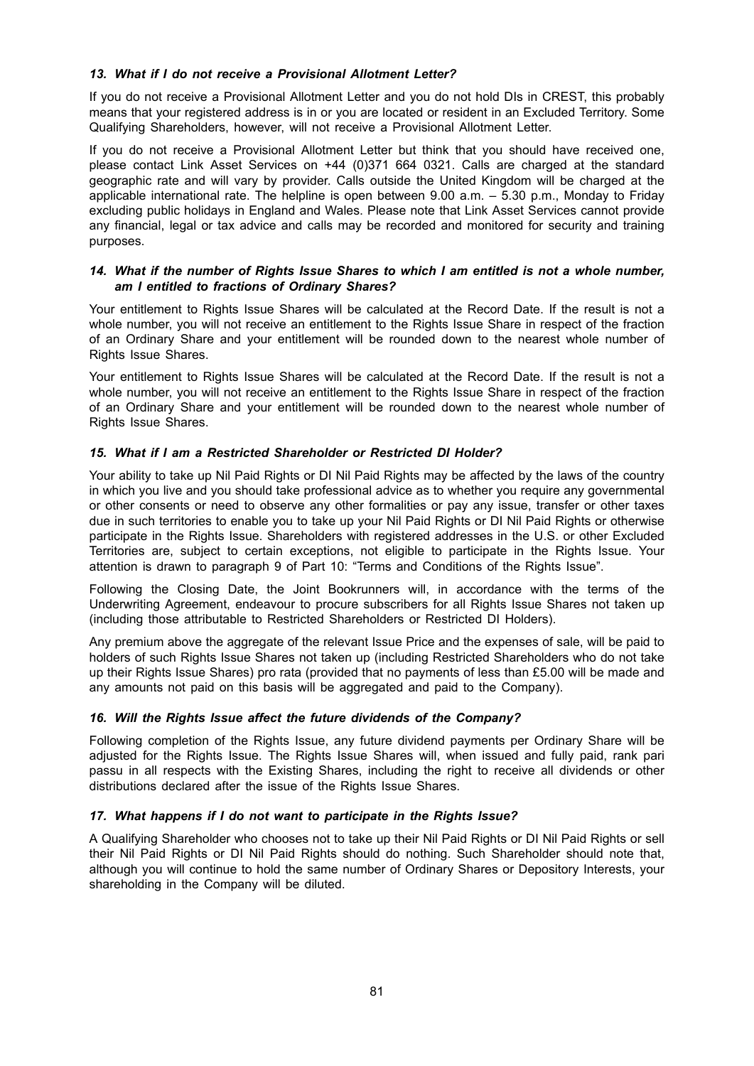### *13. What if I do not receive a Provisional Allotment Letter?*

If you do not receive a Provisional Allotment Letter and you do not hold DIs in CREST, this probably means that your registered address is in or you are located or resident in an Excluded Territory. Some Qualifying Shareholders, however, will not receive a Provisional Allotment Letter.

If you do not receive a Provisional Allotment Letter but think that you should have received one, please contact Link Asset Services on +44 (0)371 664 0321. Calls are charged at the standard geographic rate and will vary by provider. Calls outside the United Kingdom will be charged at the applicable international rate. The helpline is open between 9.00 a.m. – 5.30 p.m., Monday to Friday excluding public holidays in England and Wales. Please note that Link Asset Services cannot provide any financial, legal or tax advice and calls may be recorded and monitored for security and training purposes.

### *14. What if the number of Rights Issue Shares to which I am entitled is not a whole number, am I entitled to fractions of Ordinary Shares?*

Your entitlement to Rights Issue Shares will be calculated at the Record Date. If the result is not a whole number, you will not receive an entitlement to the Rights Issue Share in respect of the fraction of an Ordinary Share and your entitlement will be rounded down to the nearest whole number of Rights Issue Shares.

Your entitlement to Rights Issue Shares will be calculated at the Record Date. If the result is not a whole number, you will not receive an entitlement to the Rights Issue Share in respect of the fraction of an Ordinary Share and your entitlement will be rounded down to the nearest whole number of Rights Issue Shares.

### *15. What if I am a Restricted Shareholder or Restricted DI Holder?*

Your ability to take up Nil Paid Rights or DI Nil Paid Rights may be affected by the laws of the country in which you live and you should take professional advice as to whether you require any governmental or other consents or need to observe any other formalities or pay any issue, transfer or other taxes due in such territories to enable you to take up your Nil Paid Rights or DI Nil Paid Rights or otherwise participate in the Rights Issue. Shareholders with registered addresses in the U.S. or other Excluded Territories are, subject to certain exceptions, not eligible to participate in the Rights Issue. Your attention is drawn to paragraph 9 of Part 10: "Terms and Conditions of the Rights Issue".

Following the Closing Date, the Joint Bookrunners will, in accordance with the terms of the Underwriting Agreement, endeavour to procure subscribers for all Rights Issue Shares not taken up (including those attributable to Restricted Shareholders or Restricted DI Holders).

Any premium above the aggregate of the relevant Issue Price and the expenses of sale, will be paid to holders of such Rights Issue Shares not taken up (including Restricted Shareholders who do not take up their Rights Issue Shares) pro rata (provided that no payments of less than £5.00 will be made and any amounts not paid on this basis will be aggregated and paid to the Company).

### *16. Will the Rights Issue affect the future dividends of the Company?*

Following completion of the Rights Issue, any future dividend payments per Ordinary Share will be adjusted for the Rights Issue. The Rights Issue Shares will, when issued and fully paid, rank pari passu in all respects with the Existing Shares, including the right to receive all dividends or other distributions declared after the issue of the Rights Issue Shares.

### *17. What happens if I do not want to participate in the Rights Issue?*

A Qualifying Shareholder who chooses not to take up their Nil Paid Rights or DI Nil Paid Rights or sell their Nil Paid Rights or DI Nil Paid Rights should do nothing. Such Shareholder should note that, although you will continue to hold the same number of Ordinary Shares or Depository Interests, your shareholding in the Company will be diluted.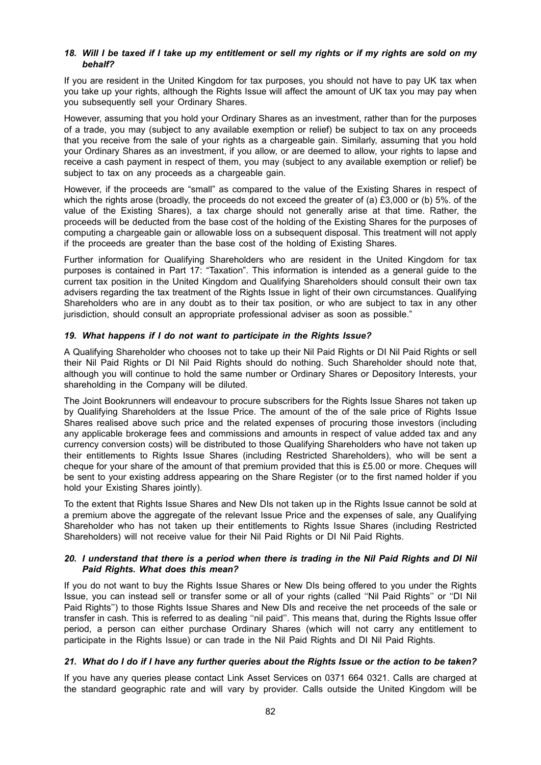### *18. Will I be taxed if I take up my entitlement or sell my rights or if my rights are sold on my behalf?*

If you are resident in the United Kingdom for tax purposes, you should not have to pay UK tax when you take up your rights, although the Rights Issue will affect the amount of UK tax you may pay when you subsequently sell your Ordinary Shares.

However, assuming that you hold your Ordinary Shares as an investment, rather than for the purposes of a trade, you may (subject to any available exemption or relief) be subject to tax on any proceeds that you receive from the sale of your rights as a chargeable gain. Similarly, assuming that you hold your Ordinary Shares as an investment, if you allow, or are deemed to allow, your rights to lapse and receive a cash payment in respect of them, you may (subject to any available exemption or relief) be subject to tax on any proceeds as a chargeable gain.

However, if the proceeds are "small" as compared to the value of the Existing Shares in respect of which the rights arose (broadly, the proceeds do not exceed the greater of (a) £3,000 or (b) 5%. of the value of the Existing Shares), a tax charge should not generally arise at that time. Rather, the proceeds will be deducted from the base cost of the holding of the Existing Shares for the purposes of computing a chargeable gain or allowable loss on a subsequent disposal. This treatment will not apply if the proceeds are greater than the base cost of the holding of Existing Shares.

Further information for Qualifying Shareholders who are resident in the United Kingdom for tax purposes is contained in Part 17: "Taxation". This information is intended as a general guide to the current tax position in the United Kingdom and Qualifying Shareholders should consult their own tax advisers regarding the tax treatment of the Rights Issue in light of their own circumstances. Qualifying Shareholders who are in any doubt as to their tax position, or who are subject to tax in any other jurisdiction, should consult an appropriate professional adviser as soon as possible."

### *19. What happens if I do not want to participate in the Rights Issue?*

A Qualifying Shareholder who chooses not to take up their Nil Paid Rights or DI Nil Paid Rights or sell their Nil Paid Rights or DI Nil Paid Rights should do nothing. Such Shareholder should note that, although you will continue to hold the same number or Ordinary Shares or Depository Interests, your shareholding in the Company will be diluted.

The Joint Bookrunners will endeavour to procure subscribers for the Rights Issue Shares not taken up by Qualifying Shareholders at the Issue Price. The amount of the of the sale price of Rights Issue Shares realised above such price and the related expenses of procuring those investors (including any applicable brokerage fees and commissions and amounts in respect of value added tax and any currency conversion costs) will be distributed to those Qualifying Shareholders who have not taken up their entitlements to Rights Issue Shares (including Restricted Shareholders), who will be sent a cheque for your share of the amount of that premium provided that this is £5.00 or more. Cheques will be sent to your existing address appearing on the Share Register (or to the first named holder if you hold your Existing Shares jointly).

To the extent that Rights Issue Shares and New DIs not taken up in the Rights Issue cannot be sold at a premium above the aggregate of the relevant Issue Price and the expenses of sale, any Qualifying Shareholder who has not taken up their entitlements to Rights Issue Shares (including Restricted Shareholders) will not receive value for their Nil Paid Rights or DI Nil Paid Rights.

### *20. I understand that there is a period when there is trading in the Nil Paid Rights and DI Nil Paid Rights. What does this mean?*

If you do not want to buy the Rights Issue Shares or New DIs being offered to you under the Rights Issue, you can instead sell or transfer some or all of your rights (called ''Nil Paid Rights'' or ''DI Nil Paid Rights'') to those Rights Issue Shares and New DIs and receive the net proceeds of the sale or transfer in cash. This is referred to as dealing ''nil paid''. This means that, during the Rights Issue offer period, a person can either purchase Ordinary Shares (which will not carry any entitlement to participate in the Rights Issue) or can trade in the Nil Paid Rights and DI Nil Paid Rights.

### *21. What do I do if I have any further queries about the Rights Issue or the action to be taken?*

If you have any queries please contact Link Asset Services on 0371 664 0321. Calls are charged at the standard geographic rate and will vary by provider. Calls outside the United Kingdom will be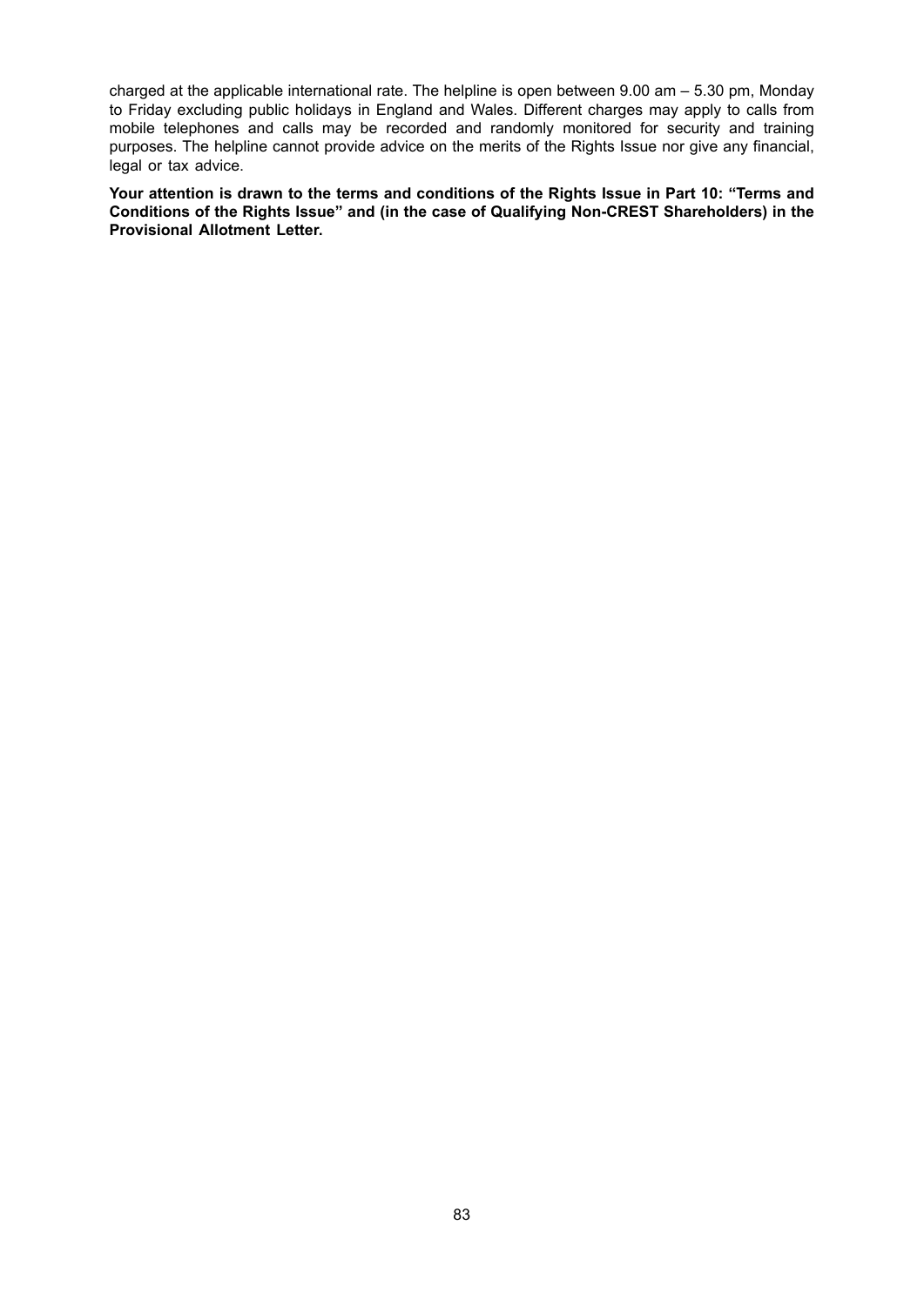charged at the applicable international rate. The helpline is open between 9.00 am – 5.30 pm, Monday to Friday excluding public holidays in England and Wales. Different charges may apply to calls from mobile telephones and calls may be recorded and randomly monitored for security and training purposes. The helpline cannot provide advice on the merits of the Rights Issue nor give any financial, legal or tax advice.

**Your attention is drawn to the terms and conditions of the Rights Issue in Part 10: "Terms and Conditions of the Rights Issue" and (in the case of Qualifying Non-CREST Shareholders) in the Provisional Allotment Letter.**